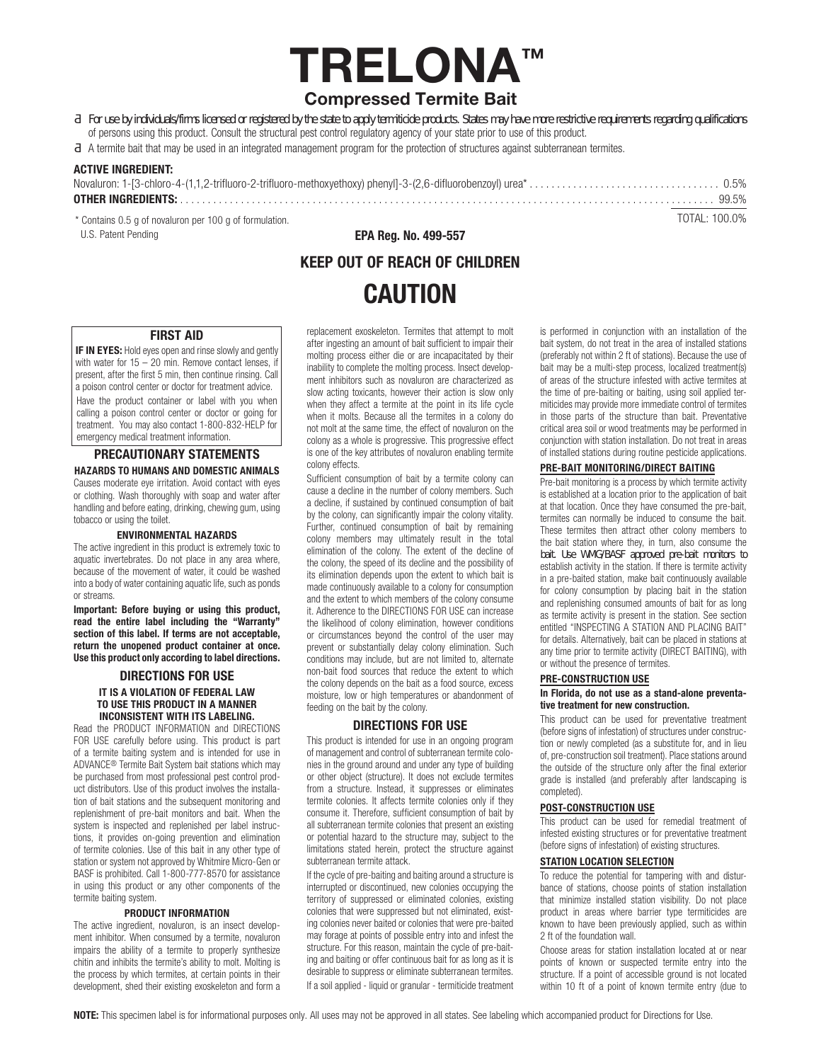# TRELONA™

## Compressed Termite Bait

- For use by individuals/firms licensed or registered by the state to apply termiticide products. States may have more restrictive requirements regarding qualifications of persons using this product. Consult the structural pest control regulatory agency of your state prior to use of this product.
- A termite bait that may be used in an integrated management program for the protection of structures against subterranean termites.

**ACTIVE INGREDIENT:**

Novaluron: 1-[3-chloro-4-(1,1,2-trifluoro-2-trifluoro-methoxyethoxy) phenyl]-3-(2,6-difluorobenzoyl) urea* .......... 0.5%

**OTHER INGREDIENTS:** .......... 99.5%

TOTAL: 100.0%

\* Contains 0.5 g of novaluron per 100 g of formulation.

U.S. Patent Pending

**EPA Reg. No. 499-557**

**KEEP OUT OF REACH OF CHILDREN**

# CAUTION

### FIRST AID

**IF IN EYES:** Hold eyes open and rinse slowly and gently with water for 15 – 20 min. Remove contact lenses, if present, after the first 5 min, then continue rinsing. Call a poison control center or doctor for treatment advice.

Have the product container or label with you when calling a poison control center or doctor or going for treatment. You may also contact 1-800-832-HELP for emergency medical treatment information.

### PRECAUTIONARY STATEMENTS

**HAZARDS TO HUMANS AND DOMESTIC ANIMALS**

Causes moderate eye irritation. Avoid contact with eyes or clothing. Wash thoroughly with soap and water after handling and before eating, drinking, chewing gum, using tobacco or using the toilet.

**ENVIRONMENTAL HAZARDS**

The active ingredient in this product is extremely toxic to aquatic invertebrates. Do not place in any area where, because of the movement of water, it could be washed into a body of water containing aquatic life, such as ponds or streams.

**Important: Before buying or using this product, read the entire label including the "Warranty" section of this label. If terms are not acceptable, return the unopened product container at once. Use this product only according to label directions.**

### DIRECTIONS FOR USE

**IT IS A VIOLATION OF FEDERAL LAW TO USE THIS PRODUCT IN A MANNER INCONSISTENT WITH ITS LABELING.**

Read the PRODUCT INFORMATION and DIRECTIONS FOR USE carefully before using. This product is part of a termite baiting system and is intended for use in ADVANCE® Termite Bait System bait stations which may be purchased from most professional pest control product distributors. Use of this product involves the installation of bait stations and the subsequent monitoring and replenishment of pre-bait monitors and bait. When the system is inspected and replenished per label instructions, it provides on-going prevention and elimination of termite colonies. Use of this bait in any other type of station or system not approved by Whitmire Micro-Gen or BASF is prohibited. Call 1-800-777-8570 for assistance in using this product or any other components of the termite baiting system.

**PRODUCT INFORMATION**

The active ingredient, novaluron, is an insect development inhibitor. When consumed by a termite, novaluron impairs the ability of a termite to properly synthesize chitin and inhibits the termite's ability to molt. Molting is the process by which termites, at certain points in their development, shed their existing exoskeleton and form a replacement exoskeleton. Termites that attempt to molt after ingesting an amount of bait sufficient to impair their molting process either die or are incapacitated by their inability to complete the molting process. Insect development inhibitors such as novaluron are characterized as slow acting toxicants, however their action is slow only when they affect a termite at the point in its life cycle when it molts. Because all the termites in a colony do not molt at the same time, the effect of novaluron on the colony as a whole is progressive. This progressive effect is one of the key attributes of novaluron enabling termite colony effects.

Sufficient consumption of bait by a termite colony can cause a decline in the number of colony members. Such a decline, if sustained by continued consumption of bait by the colony, can significantly impair the colony vitality. Further, continued consumption of bait by remaining colony members may ultimately result in the total elimination of the colony. The extent of the decline of the colony, the speed of its decline and the possibility of its elimination depends upon the extent to which bait is made continuously available to a colony for consumption and the extent to which members of the colony consume it. Adherence to the DIRECTIONS FOR USE can increase the likelihood of colony elimination, however conditions or circumstances beyond the control of the user may prevent or substantially delay colony elimination. Such conditions may include, but are not limited to, alternate non-bait food sources that reduce the extent to which the colony depends on the bait as a food source, excess moisture, low or high temperatures or abandonment of feeding on the bait by the colony.

### DIRECTIONS FOR USE

This product is intended for use in an ongoing program of management and control of subterranean termite colonies in the ground around and under any type of building or other object (structure). It does not exclude termites from a structure. Instead, it suppresses or eliminates termite colonies. It affects termite colonies only if they consume it. Therefore, sufficient consumption of bait by all subterranean termite colonies that present an existing or potential hazard to the structure may, subject to the limitations stated herein, protect the structure against subterranean termite attack.

If the cycle of pre-baiting and baiting around a structure is interrupted or discontinued, new colonies occupying the territory of suppressed or eliminated colonies, existing colonies that were suppressed but not eliminated, existing colonies never baited or colonies that were pre-baited may forage at points of possible entry into and infest the structure. For this reason, maintain the cycle of pre-baiting and baiting or offer continuous bait for as long as it is desirable to suppress or eliminate subterranean termites.

If a soil applied - liquid or granular - termiticide treatment is performed in conjunction with an installation of the bait system, do not treat in the area of installed stations (preferably not within 2 ft of stations). Because the use of bait may be a multi-step process, localized treatment(s) of areas of the structure infested with active termites at the time of pre-baiting or baiting, using soil applied termiticides may provide more immediate control of termites in those parts of the structure than bait. Preventative critical area soil or wood treatments may be performed in conjunction with station installation. Do not treat in areas of installed stations during routine pesticide applications.

**PRE-BAIT MONITORING/DIRECT BAITING**

Pre-bait monitoring is a process by which termite activity is established at a location prior to the application of bait at that location. Once they have consumed the pre-bait, termites can normally be induced to consume the bait. These termites then attract other colony members to the bait station where they, in turn, also consume the bait. Use WMG/BASF approved pre-bait monitors to establish activity in the station. If there is termite activity in a pre-baited station, make bait continuously available for colony consumption by placing bait in the station and replenishing consumed amounts of bait for as long as termite activity is present in the station. See section entitled "INSPECTING A STATION AND PLACING BAIT" for details. Alternatively, bait can be placed in stations at any time prior to termite activity (DIRECT BAITING), with or without the presence of termites.

**PRE-CONSTRUCTION USE**

**In Florida, do not use as a stand-alone preventative treatment for new construction.**

This product can be used for preventative treatment (before signs of infestation) of structures under construction or newly completed (as a substitute for, and in lieu of, pre-construction soil treatment). Place stations around the outside of the structure only after the final exterior grade is installed (and preferably after landscaping is completed).

**POST-CONSTRUCTION USE**

This product can be used for remedial treatment of infested existing structures or for preventative treatment (before signs of infestation) of existing structures.

**STATION LOCATION SELECTION**

To reduce the potential for tampering with and disturbance of stations, choose points of station installation that minimize installed station visibility. Do not place product in areas where barrier type termiticides are known to have been previously applied, such as within 2 ft of the foundation wall.

Choose areas for station installation located at or near points of known or suspected termite entry into the structure. If a point of accessible ground is not located within 10 ft of a point of known termite entry (due to

**NOTE:** This specimen label is for informational purposes only. All uses may not be approved in all states. See labeling which accompanied product for Directions for Use.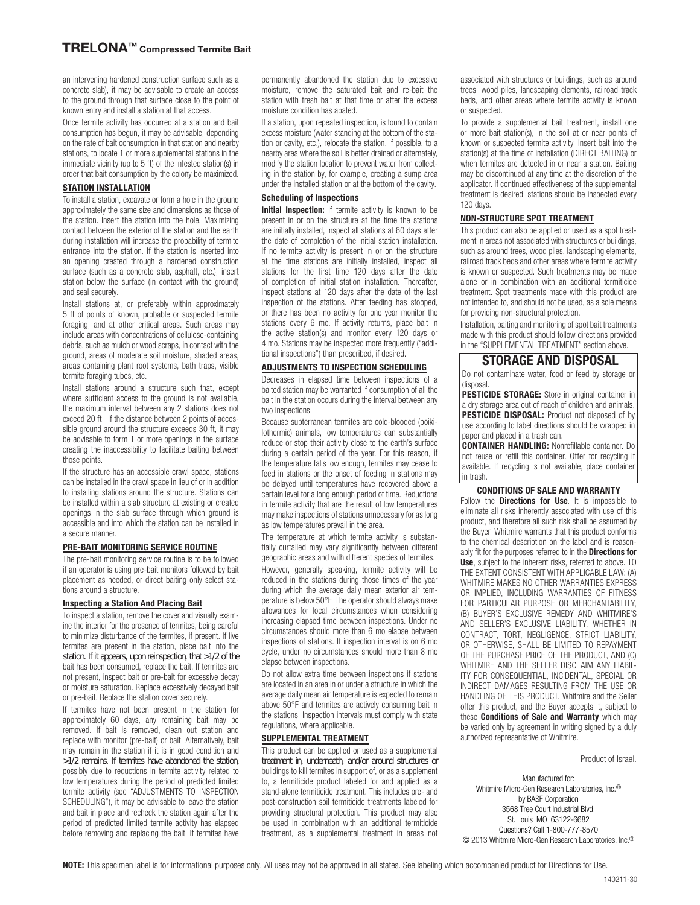an intervening hardened construction surface such as a concrete slab), it may be advisable to create an access to the ground through that surface close to the point of known entry and install a station at that access.

Once termite activity has occurred at a station and bait consumption has begun, it may be advisable, depending on the rate of bait consumption in that station and nearby stations, to locate 1 or more supplemental stations in the immediate vicinity (up to 5 ft) of the infested station(s) in order that bait consumption by the colony be maximized.

### STATION INSTALLATION

To install a station, excavate or form a hole in the ground approximately the same size and dimensions as those of the station. Insert the station into the hole. Maximizing contact between the exterior of the station and the earth during installation will increase the probability of termite entrance into the station. If the station is inserted into an opening created through a hardened construction surface (such as a concrete slab, asphalt, etc.), insert station below the surface (in contact with the ground) and seal securely.

Install stations at, or preferably within approximately 5 ft of points of known, probable or suspected termite foraging, and at other critical areas. Such areas may include areas with concentrations of cellulose-containing debris, such as mulch or wood scraps, in contact with the ground, areas of moderate soil moisture, shaded areas, areas containing plant root systems, bath traps, visible termite foraging tubes, etc.

Install stations around a structure such that, except where sufficient access to the ground is not available, the maximum interval between any 2 stations does not exceed 20 ft. If the distance between 2 points of accessible ground around the structure exceeds 30 ft, it may be advisable to form 1 or more openings in the surface creating the inaccessibility to facilitate baiting between those points.

If the structure has an accessible crawl space, stations can be installed in the crawl space in lieu of or in addition to installing stations around the structure. Stations can be installed within a slab structure at existing or created openings in the slab surface through which ground is accessible and into which the station can be installed in a secure manner.

### PRE-BAIT MONITORING SERVICE ROUTINE

The pre-bait monitoring service routine is to be followed if an operator is using pre-bait monitors followed by bait placement as needed, or direct baiting only select stations around a structure.

#### Inspecting a Station And Placing Bait

To inspect a station, remove the cover and visually examine the interior for the presence of termites, being careful to minimize disturbance of the termites, if present. If live termites are present in the station, place bait into the station. If it appears, upon reinspection, that >1/2 of the bait has been consumed, replace the bait. If termites are not present, inspect bait or pre-bait for excessive decay or moisture saturation. Replace excessively decayed bait or pre-bait. Replace the station cover securely.

If termites have not been present in the station for approximately 60 days, any remaining bait may be removed. If bait is removed, clean out station and replace with monitor (pre-bait) or bait. Alternatively, bait may remain in the station if it is in good condition and >1/2 remains. If termites have abandoned the station, possibly due to reductions in termite activity related to low temperatures during the period of predicted limited termite activity (see "ADJUSTMENTS TO INSPECTION SCHEDULING"), it may be advisable to leave the station and bait in place and recheck the station again after the period of predicted limited termite activity has elapsed before removing and replacing the bait. If termites have permanently abandoned the station due to excessive moisture, remove the saturated bait and re-bait the station with fresh bait at that time or after the excess moisture condition has abated.

If a station, upon repeated inspection, is found to contain excess moisture (water standing at the bottom of the station or cavity, etc.), relocate the station, if possible, to a nearby area where the soil is better drained or alternately, modify the station location to prevent water from collecting in the station by, for example, creating a sump area under the installed station or at the bottom of the cavity.

#### Scheduling of Inspections

**Initial Inspection:** If termite activity is known to be present in or on the structure at the time the stations are initially installed, inspect all stations at 60 days after the date of completion of the initial station installation. If no termite activity is present in or on the structure at the time stations are initially installed, inspect all stations for the first time 120 days after the date of completion of initial station installation. Thereafter, inspect stations at 120 days after the date of the last inspection of the stations. After feeding has stopped, or there has been no activity for one year monitor the stations every 6 mo. If activity returns, place bait in the active station(s) and monitor every 120 days or 4 mo. Stations may be inspected more frequently ("additional inspections") than prescribed, if desired.

### ADJUSTMENTS TO INSPECTION SCHEDULING

Decreases in elapsed time between inspections of a baited station may be warranted if consumption of all the bait in the station occurs during the interval between any two inspections.

Because subterranean termites are cold-blooded (poikilothermic) animals, low temperatures can substantially reduce or stop their activity close to the earth's surface during a certain period of the year. For this reason, if the temperature falls low enough, termites may cease to feed in stations or the onset of feeding in stations may be delayed until temperatures have recovered above a certain level for a long enough period of time. Reductions in termite activity that are the result of low temperatures may make inspections of stations unnecessary for as long as low temperatures prevail in the area.

The temperature at which termite activity is substantially curtailed may vary significantly between different geographic areas and with different species of termites.

However, generally speaking, termite activity will be reduced in the stations during those times of the year during which the average daily mean exterior air temperature is below 50°F. The operator should always make allowances for local circumstances when considering increasing elapsed time between inspections. Under no circumstances should more than 6 mo elapse between inspections of stations. If inspection interval is on 6 mo cycle, under no circumstances should more than 8 mo elapse between inspections.

Do not allow extra time between inspections if stations are located in an area in or under a structure in which the average daily mean air temperature is expected to remain above 50°F and termites are actively consuming bait in the stations. Inspection intervals must comply with state regulations, where applicable.

### SUPPLEMENTAL TREATMENT

This product can be applied or used as a supplemental treatment in, underneath, and/or around structures or buildings to kill termites in support of, or as a supplement to, a termiticide product labeled for and applied as a stand-alone termiticide treatment. This includes pre- and post-construction soil termiticide treatments labeled for providing structural protection. This product may also be used in combination with an additional termiticide treatment, as a supplemental treatment in areas not associated with structures or buildings, such as around trees, wood piles, landscaping elements, railroad track beds, and other areas where termite activity is known or suspected.

To provide a supplemental bait treatment, install one or more bait station(s), in the soil at or near points of known or suspected termite activity. Insert bait into the station(s) at the time of installation (DIRECT BAITING) or when termites are detected in or near a station. Baiting may be discontinued at any time at the discretion of the applicator. If continued effectiveness of the supplemental treatment is desired, stations should be inspected every 120 days.

### NON-STRUCTURE SPOT TREATMENT

This product can also be applied or used as a spot treatment in areas not associated with structures or buildings, such as around trees, wood piles, landscaping elements, railroad track beds and other areas where termite activity is known or suspected. Such treatments may be made alone or in combination with an additional termiticide treatment. Spot treatments made with this product are not intended to, and should not be used, as a sole means for providing non-structural protection.

Installation, baiting and monitoring of spot bait treatments made with this product should follow directions provided in the "SUPPLEMENTAL TREATMENT" section above.

## STORAGE AND DISPOSAL

Do not contaminate water, food or feed by storage or disposal.

**PESTICIDE STORAGE:** Store in original container in a dry storage area out of reach of children and animals.

**PESTICIDE DISPOSAL:** Product not disposed of by use according to label directions should be wrapped in paper and placed in a trash can.

**CONTAINER HANDLING:** Nonrefillable container. Do not reuse or refill this container. Offer for recycling if available. If recycling is not available, place container in trash.

### CONDITIONS OF SALE AND WARRANTY

Follow the **Directions for Use**. It is impossible to eliminate all risks inherently associated with use of this product, and therefore all such risk shall be assumed by the Buyer. Whitmire warrants that this product conforms to the chemical description on the label and is reasonably fit for the purposes referred to in the **Directions for Use**, subject to the inherent risks, referred to above. TO THE EXTENT CONSISTENT WITH APPLICABLE LAW: (A) WHITMIRE MAKES NO OTHER WARRANTIES EXPRESS OR IMPLIED, INCLUDING WARRANTIES OF FITNESS FOR PARTICULAR PURPOSE OR MERCHANTABILITY, (B) BUYER'S EXCLUSIVE REMEDY AND WHITMIRE'S AND SELLER'S EXCLUSIVE LIABILITY, WHETHER IN CONTRACT, TORT, NEGLIGENCE, STRICT LIABILITY, OR OTHERWISE, SHALL BE LIMITED TO REPAYMENT OF THE PURCHASE PRICE OF THE PRODUCT, AND (C) WHITMIRE AND THE SELLER DISCLAIM ANY LIABILITY FOR CONSEQUENTIAL, INCIDENTAL, SPECIAL OR INDIRECT DAMAGES RESULTING FROM THE USE OR HANDLING OF THIS PRODUCT. Whitmire and the Seller offer this product, and the Buyer accepts it, subject to these **Conditions of Sale and Warranty** which may be varied only by agreement in writing signed by a duly authorized representative of Whitmire.

Product of Israel.

Manufactured for:
Whitmire Micro-Gen Research Laboratories, Inc.®
by BASF Corporation
3568 Tree Court Industrial Blvd.
St. Louis MO 63122-6682
Questions? Call 1-800-777-8570
© 2013 Whitmire Micro-Gen Research Laboratories, Inc.®

**NOTE:** This specimen label is for informational purposes only. All uses may not be approved in all states. See labeling which accompanied product for Directions for Use.

140211-30